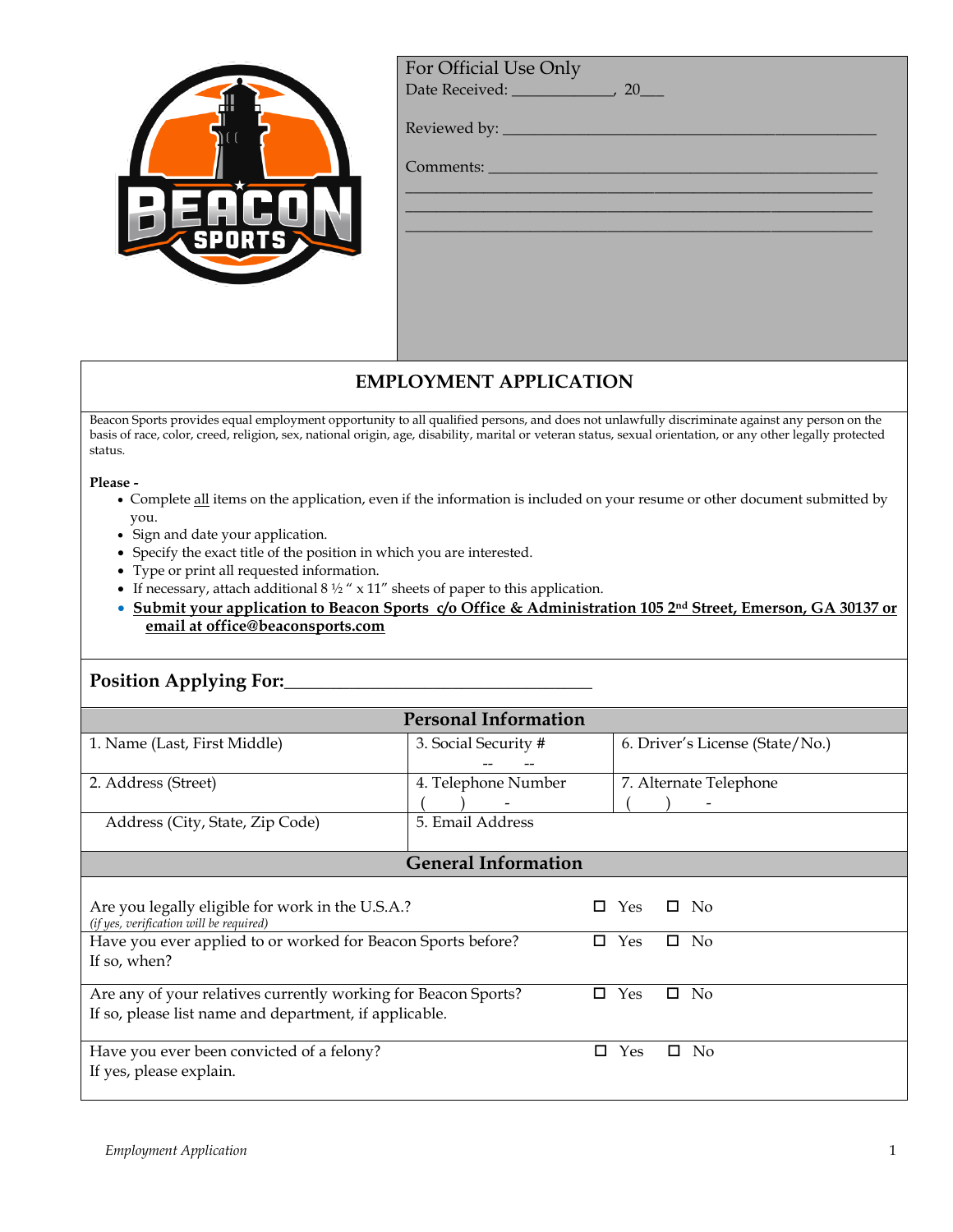| For Official Use Only |
|---|
| Date Received: _____________, 20___ |
| Reviewed by: ___________________________________________ |
| Comments: ____________________________________________ |

# EMPLOYMENT APPLICATION

Beacon Sports provides equal employment opportunity to all qualified persons, and does not unlawfully discriminate against any person on the basis of race, color, creed, religion, sex, national origin, age, disability, marital or veteran status, sexual orientation, or any other legally protected status.

**Please -**

- Complete all items on the application, even if the information is included on your resume or other document submitted by you.
- Sign and date your application.
- Specify the exact title of the position in which you are interested.
- Type or print all requested information.
- If necessary, attach additional 8 ½ " x 11" sheets of paper to this application.
- **Submit your application to Beacon Sports c/o Office & Administration 105 2nd Street, Emerson, GA 30137 or email at office@beaconsports.com**

**Position Applying For:** ___________________________________

## Personal Information

| 1. Name (Last, First Middle) | 3. Social Security # -- -- | 6. Driver's License (State/No.) |
|---|---|---|
| 2. Address (Street) | 4. Telephone Number ( ) - | 7. Alternate Telephone ( ) - |
| Address (City, State, Zip Code) | 5. Email Address | |

## General Information

| Question | Yes | No |
|---|---|---|
| Are you legally eligible for work in the U.S.A.? *(if yes, verification will be required)* | ☐ Yes | ☐ No |
| Have you ever applied to or worked for Beacon Sports before? If so, when? | ☐ Yes | ☐ No |
| Are any of your relatives currently working for Beacon Sports? If so, please list name and department, if applicable. | ☐ Yes | ☐ No |
| Have you ever been convicted of a felony? If yes, please explain. | ☐ Yes | ☐ No |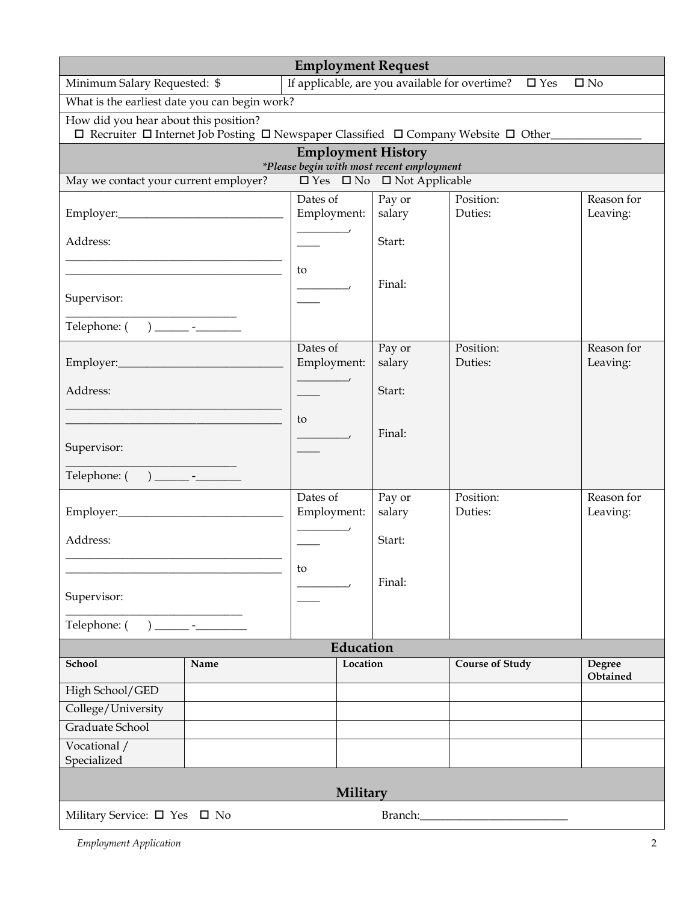## Employment Request

| Minimum Salary Requested: $ | If applicable, are you available for overtime? ☐ Yes ☐ No |
|---|---|
| What is the earliest date you can begin work? | |
| How did you hear about this position? ☐ Recruiter ☐ Internet Job Posting ☐ Newspaper Classified ☐ Company Website ☐ Other_______________ | |

## Employment History

*\*Please begin with most recent employment*

May we contact your current employer? ☐ Yes ☐ No ☐ Not Applicable

| Employer / Contact | Dates of Employment | Pay or salary | Position / Duties | Reason for Leaving |
|---|---|---|---|---|
| Employer:_____________________________ Address: _______________________________________ _______________________________________ Supervisor: _____________________________ Telephone: (    ) ______ -________ | Dates of Employment: _________, ____ to _________, ____ | Pay or salary Start: Final: | Position: Duties: | Reason for Leaving: |
| Employer:_____________________________ Address: _______________________________________ _______________________________________ Supervisor: _____________________________ Telephone: (    ) ______ -________ | Dates of Employment: _________, ____ to _________, ____ | Pay or salary Start: Final: | Position: Duties: | Reason for Leaving: |
| Employer:_____________________________ Address: _______________________________________ _______________________________________ Supervisor: _____________________________ Telephone: (    ) ______ -_________ | Dates of Employment: _________, ____ to _________, ____ | Pay or salary Start: Final: | Position: Duties: | Reason for Leaving: |

## Education

| School | Name | Location | Course of Study | Degree Obtained |
|---|---|---|---|---|
| High School/GED | | | | |
| College/University | | | | |
| Graduate School | | | | |
| Vocational / Specialized | | | | |

## Military

Military Service: ☐ Yes ☐ No                    Branch:__________________________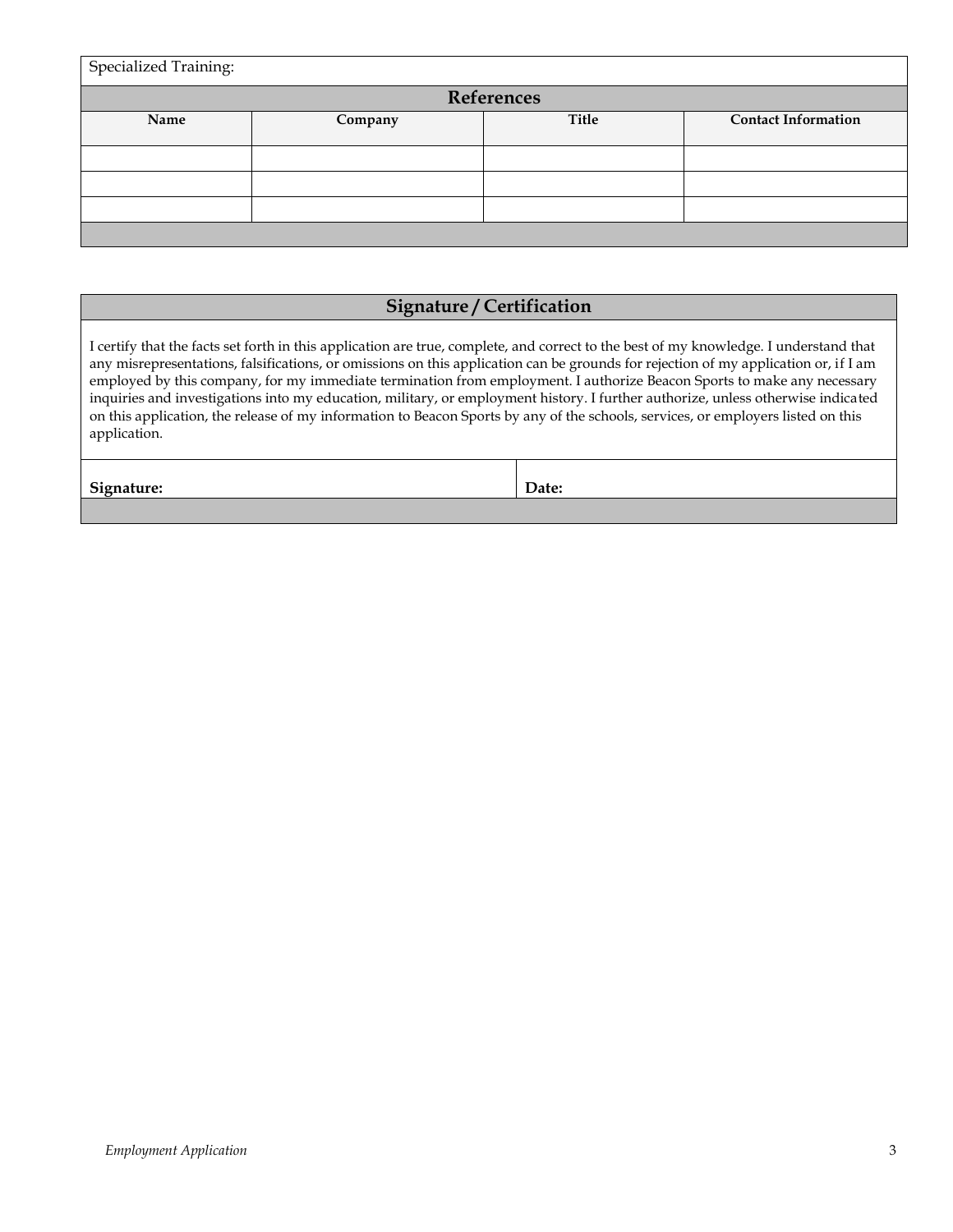Specialized Training:

## References

| Name | Company | Title | Contact Information |
|---|---|---|---|
| | | | |
| | | | |
| | | | |

## Signature / Certification

I certify that the facts set forth in this application are true, complete, and correct to the best of my knowledge. I understand that any misrepresentations, falsifications, or omissions on this application can be grounds for rejection of my application or, if I am employed by this company, for my immediate termination from employment. I authorize Beacon Sports to make any necessary inquiries and investigations into my education, military, or employment history. I further authorize, unless otherwise indicated on this application, the release of my information to Beacon Sports by any of the schools, services, or employers listed on this application.

| | |
|---|---|
| **Signature:** | **Date:** |